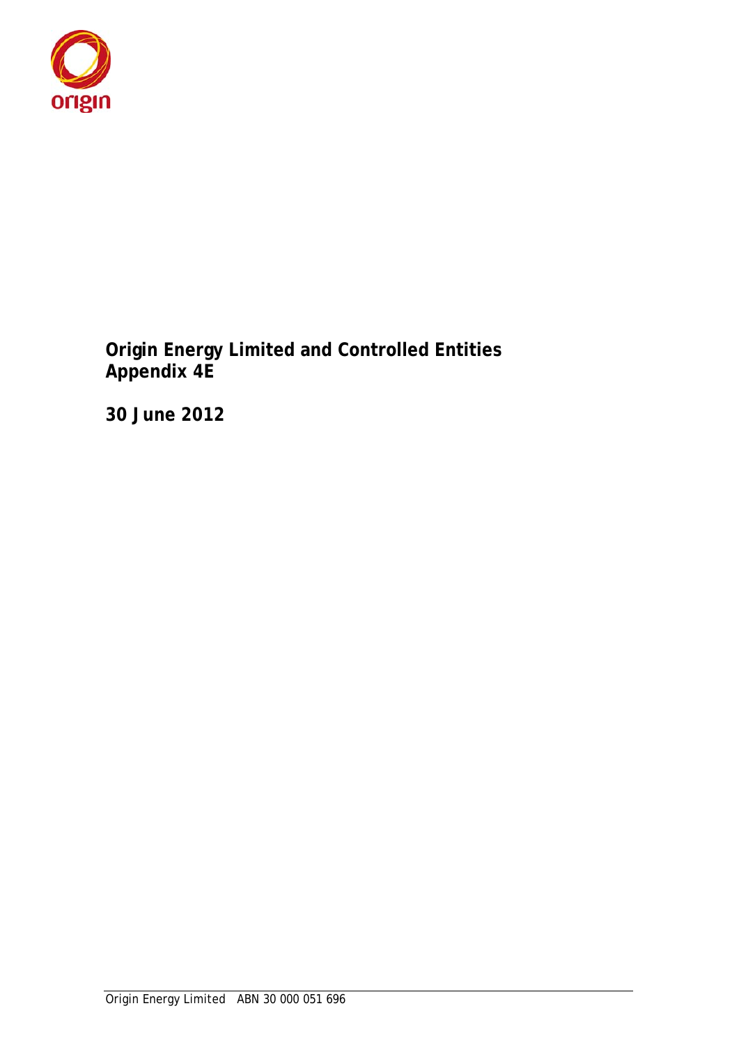# Origin Energy Limited and Controlled Entities
# Appendix 4E

## 30 June 2012

Origin Energy Limited ABN 30 000 051 696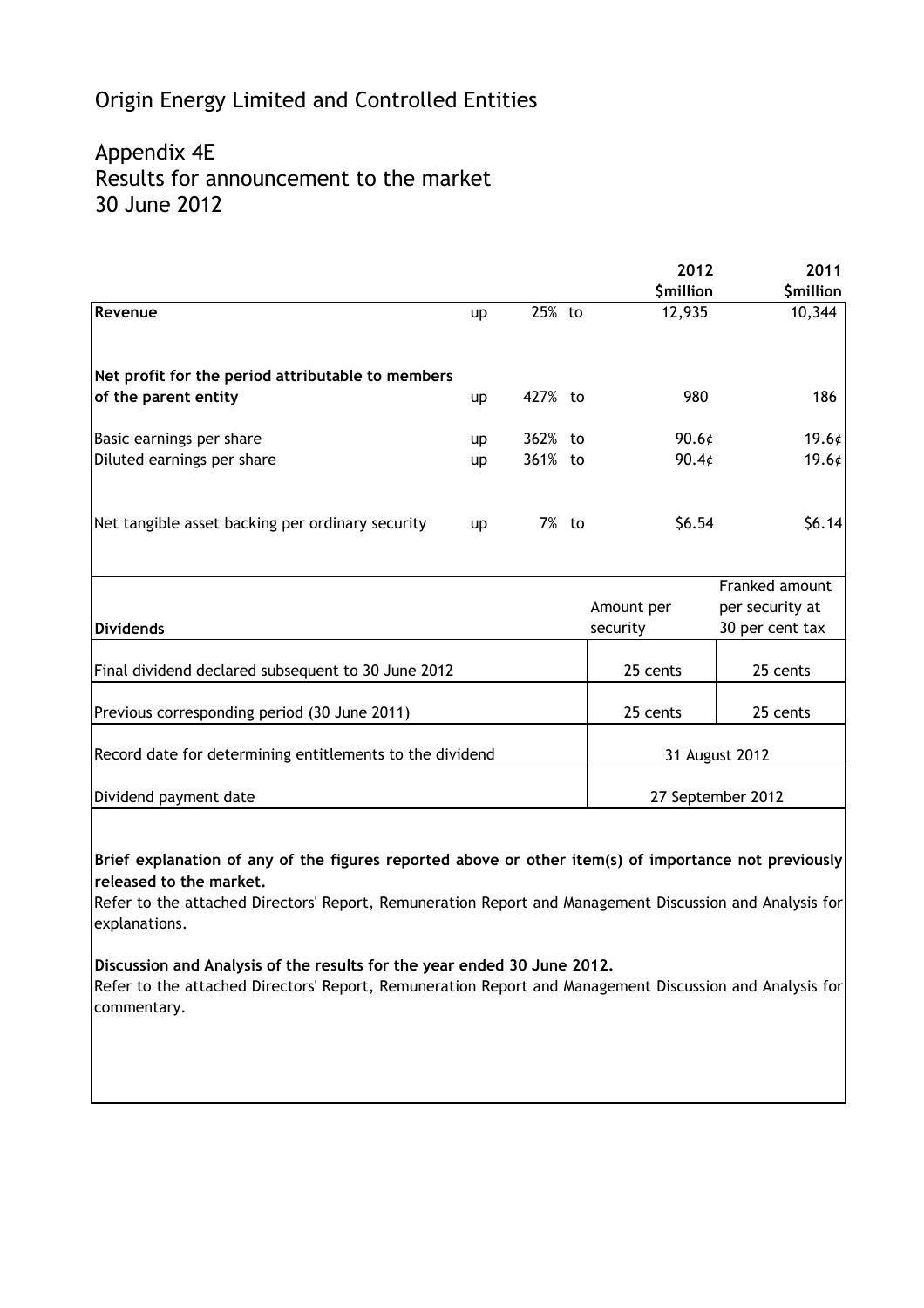# Origin Energy Limited and Controlled Entities

## Appendix 4E
## Results for announcement to the market
## 30 June 2012

| | | | | 2012 $million | 2011 $million |
|---|---|---|---|---|---|
| **Revenue** | up | 25% | to | 12,935 | 10,344 |
| **Net profit for the period attributable to members of the parent entity** | up | 427% | to | 980 | 186 |
| Basic earnings per share | up | 362% | to | 90.6¢ | 19.6¢ |
| Diluted earnings per share | up | 361% | to | 90.4¢ | 19.6¢ |
| Net tangible asset backing per ordinary security | up | 7% | to | $6.54 | $6.14 |

| **Dividends** | Amount per security | Franked amount per security at 30 per cent tax |
|---|---|---|
| Final dividend declared subsequent to 30 June 2012 | 25 cents | 25 cents |
| Previous corresponding period (30 June 2011) | 25 cents | 25 cents |
| Record date for determining entitlements to the dividend | 31 August 2012 | |
| Dividend payment date | 27 September 2012 | |

**Brief explanation of any of the figures reported above or other item(s) of importance not previously released to the market.**
Refer to the attached Directors' Report, Remuneration Report and Management Discussion and Analysis for explanations.

**Discussion and Analysis of the results for the year ended 30 June 2012.**
Refer to the attached Directors' Report, Remuneration Report and Management Discussion and Analysis for commentary.